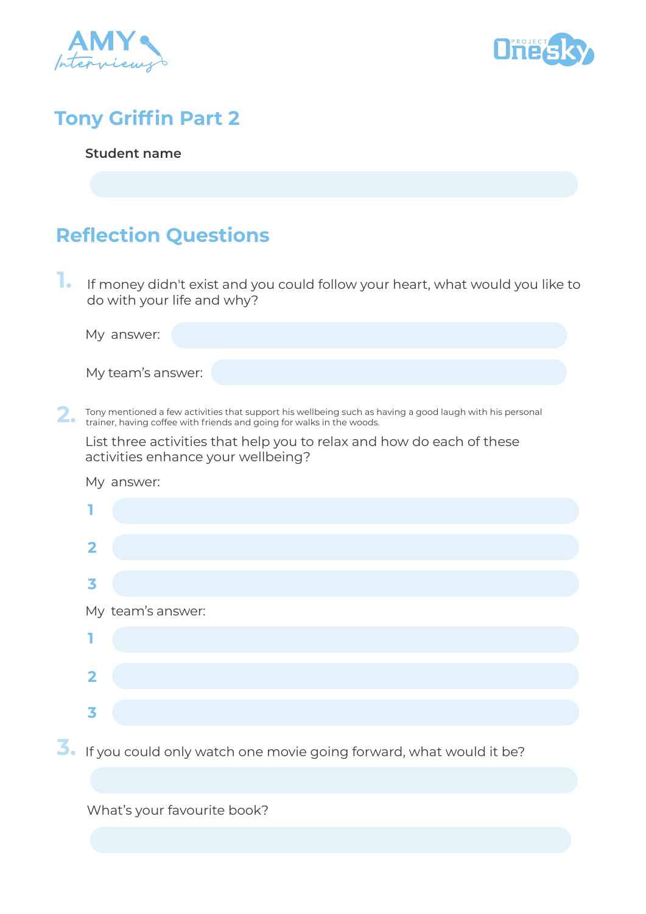# Tony Griffin Part 2

**Student name**

## Reflection Questions

1. If money didn't exist and you could follow your heart, what would you like to do with your life and why?

   My answer:

   My team's answer:

2. Tony mentioned a few activities that support his wellbeing such as having a good laugh with his personal trainer, having coffee with friends and going for walks in the woods.

   List three activities that help you to relax and how do each of these activities enhance your wellbeing?

   My answer:

   1
   2
   3

   My team's answer:

   1
   2
   3

3. If you could only watch one movie going forward, what would it be?

   What's your favourite book?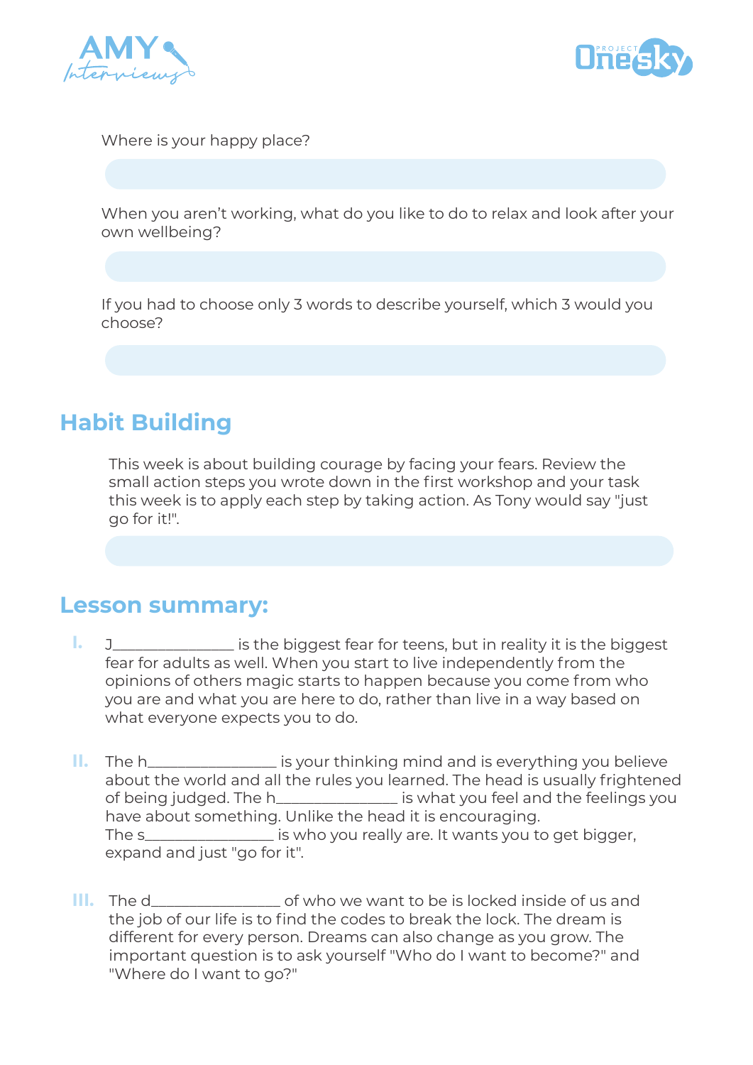Where is your happy place?

When you aren't working, what do you like to do to relax and look after your own wellbeing?

If you had to choose only 3 words to describe yourself, which 3 would you choose?

## Habit Building

This week is about building courage by facing your fears. Review the small action steps you wrote down in the first workshop and your task this week is to apply each step by taking action. As Tony would say "just go for it!".

## Lesson summary:

I. J_______________ is the biggest fear for teens, but in reality it is the biggest fear for adults as well. When you start to live independently from the opinions of others magic starts to happen because you come from who you are and what you are here to do, rather than live in a way based on what everyone expects you to do.

II. The h________________ is your thinking mind and is everything you believe about the world and all the rules you learned. The head is usually frightened of being judged. The h________________ is what you feel and the feelings you have about something. Unlike the head it is encouraging.
The s________________ is who you really are. It wants you to get bigger, expand and just "go for it".

III. The d________________ of who we want to be is locked inside of us and the job of our life is to find the codes to break the lock. The dream is different for every person. Dreams can also change as you grow. The important question is to ask yourself "Who do I want to become?" and "Where do I want to go?"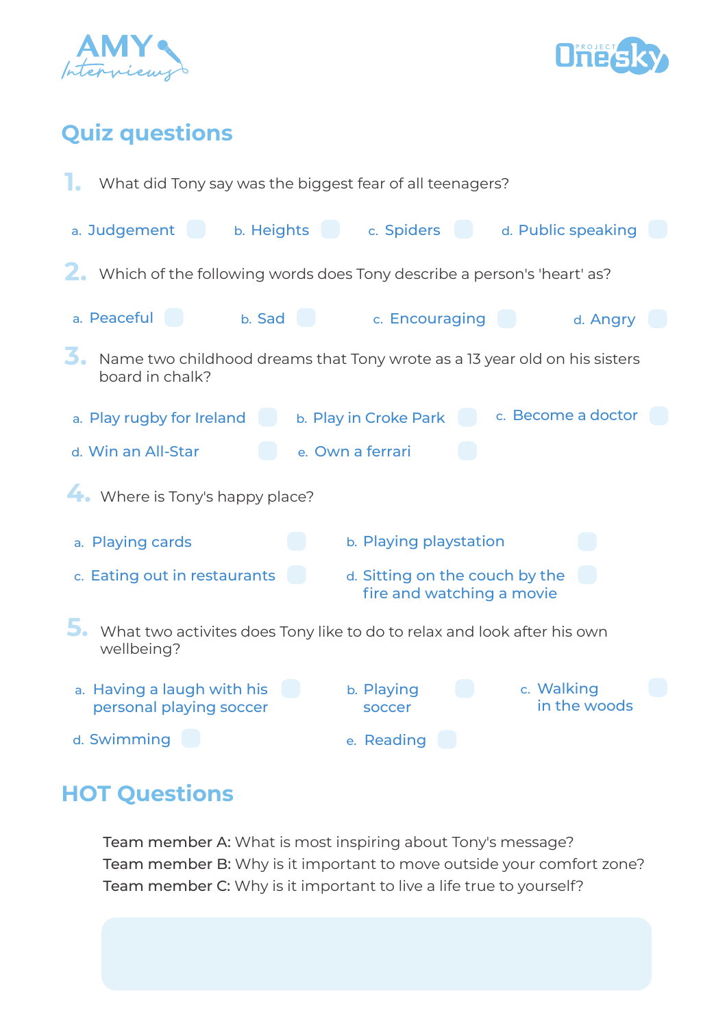## Quiz questions

1. What did Tony say was the biggest fear of all teenagers?

a. Judgement ☐ b. Heights ☐ c. Spiders ☐ d. Public speaking ☐

2. Which of the following words does Tony describe a person's 'heart' as?

a. Peaceful ☐ b. Sad ☐ c. Encouraging ☐ d. Angry ☐

3. Name two childhood dreams that Tony wrote as a 13 year old on his sisters board in chalk?

a. Play rugby for Ireland ☐ b. Play in Croke Park ☐ c. Become a doctor ☐
d. Win an All-Star ☐ e. Own a ferrari ☐

4. Where is Tony's happy place?

a. Playing cards ☐ b. Playing playstation ☐
c. Eating out in restaurants ☐ d. Sitting on the couch by the fire and watching a movie ☐

5. What two activites does Tony like to do to relax and look after his own wellbeing?

a. Having a laugh with his personal playing soccer ☐ b. Playing soccer ☐ c. Walking in the woods ☐
d. Swimming ☐ e. Reading ☐

## HOT Questions

**Team member A:** What is most inspiring about Tony's message?
**Team member B:** Why is it important to move outside your comfort zone?
**Team member C:** Why is it important to live a life true to yourself?